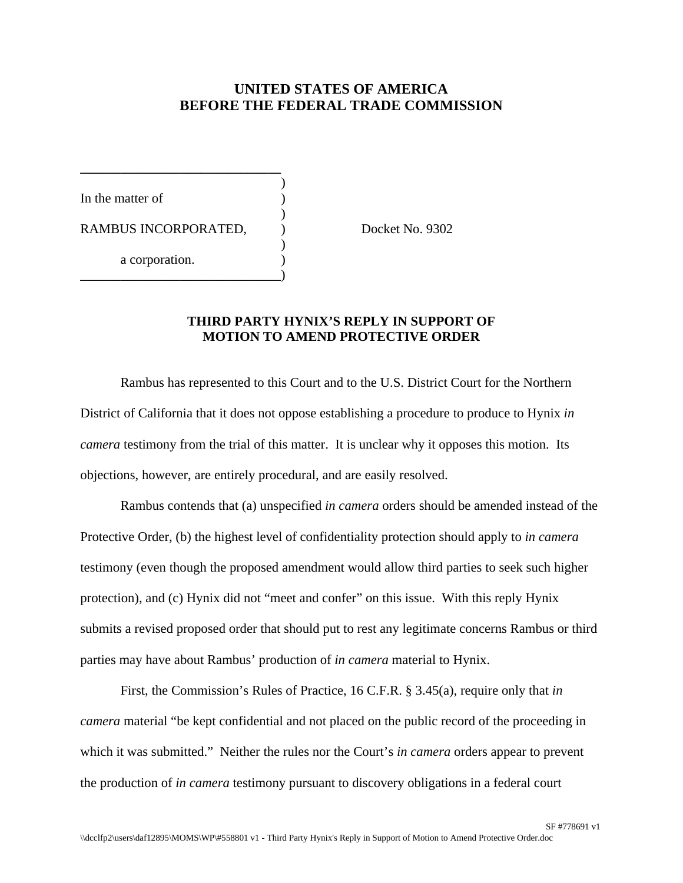**UNITED STATES OF AMERICA**
**BEFORE THE FEDERAL TRADE COMMISSION**

In the matter of

RAMBUS INCORPORATED,

a corporation.

Docket No. 9302

**THIRD PARTY HYNIX'S REPLY IN SUPPORT OF MOTION TO AMEND PROTECTIVE ORDER**

Rambus has represented to this Court and to the U.S. District Court for the Northern District of California that it does not oppose establishing a procedure to produce to Hynix *in camera* testimony from the trial of this matter. It is unclear why it opposes this motion. Its objections, however, are entirely procedural, and are easily resolved.

Rambus contends that (a) unspecified *in camera* orders should be amended instead of the Protective Order, (b) the highest level of confidentiality protection should apply to *in camera* testimony (even though the proposed amendment would allow third parties to seek such higher protection), and (c) Hynix did not "meet and confer" on this issue. With this reply Hynix submits a revised proposed order that should put to rest any legitimate concerns Rambus or third parties may have about Rambus' production of *in camera* material to Hynix.

First, the Commission's Rules of Practice, 16 C.F.R. § 3.45(a), require only that *in camera* material "be kept confidential and not placed on the public record of the proceeding in which it was submitted." Neither the rules nor the Court's *in camera* orders appear to prevent the production of *in camera* testimony pursuant to discovery obligations in a federal court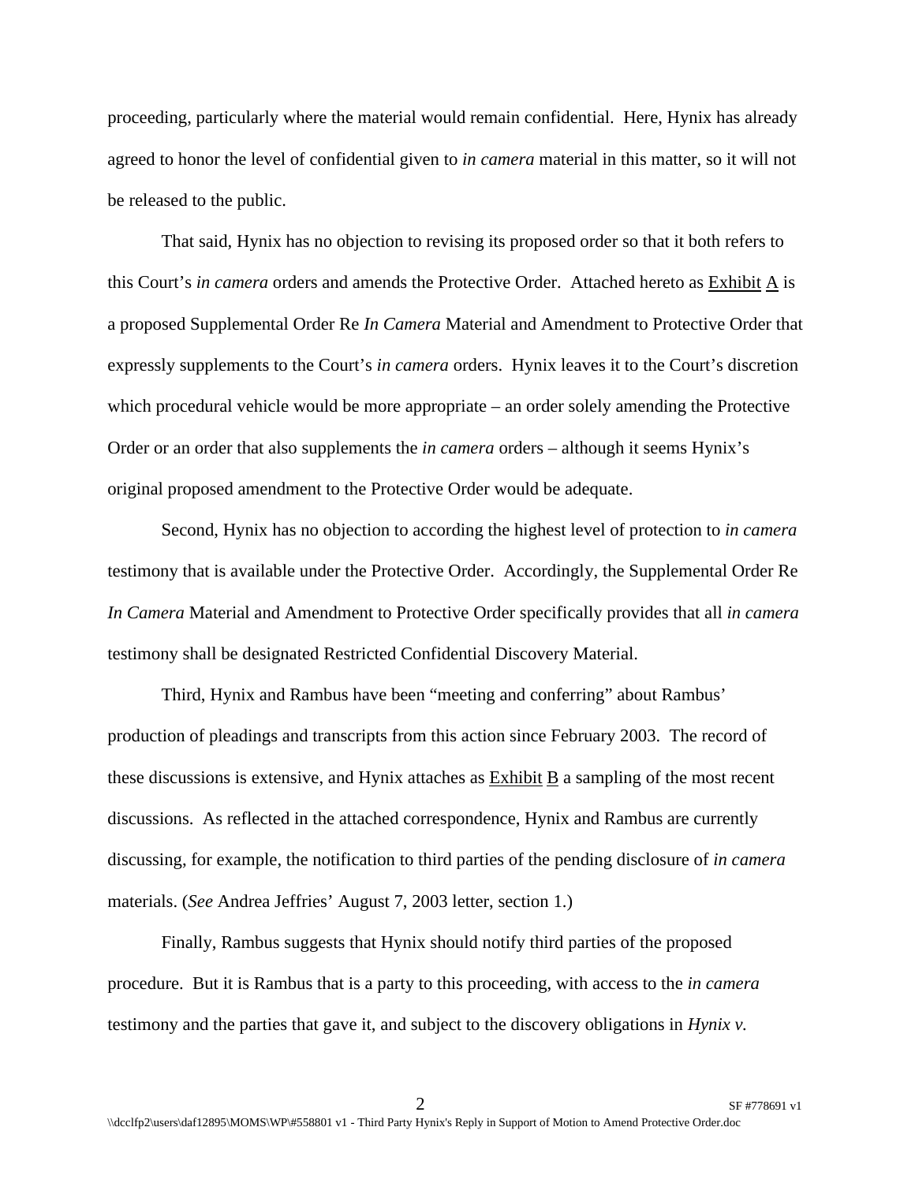proceeding, particularly where the material would remain confidential. Here, Hynix has already agreed to honor the level of confidential given to *in camera* material in this matter, so it will not be released to the public.

That said, Hynix has no objection to revising its proposed order so that it both refers to this Court's *in camera* orders and amends the Protective Order. Attached hereto as Exhibit A is a proposed Supplemental Order Re *In Camera* Material and Amendment to Protective Order that expressly supplements to the Court's *in camera* orders. Hynix leaves it to the Court's discretion which procedural vehicle would be more appropriate – an order solely amending the Protective Order or an order that also supplements the *in camera* orders – although it seems Hynix's original proposed amendment to the Protective Order would be adequate.

Second, Hynix has no objection to according the highest level of protection to *in camera* testimony that is available under the Protective Order. Accordingly, the Supplemental Order Re *In Camera* Material and Amendment to Protective Order specifically provides that all *in camera* testimony shall be designated Restricted Confidential Discovery Material.

Third, Hynix and Rambus have been "meeting and conferring" about Rambus' production of pleadings and transcripts from this action since February 2003. The record of these discussions is extensive, and Hynix attaches as Exhibit B a sampling of the most recent discussions. As reflected in the attached correspondence, Hynix and Rambus are currently discussing, for example, the notification to third parties of the pending disclosure of *in camera* materials. (*See* Andrea Jeffries' August 7, 2003 letter, section 1.)

Finally, Rambus suggests that Hynix should notify third parties of the proposed procedure. But it is Rambus that is a party to this proceeding, with access to the *in camera* testimony and the parties that gave it, and subject to the discovery obligations in *Hynix v.*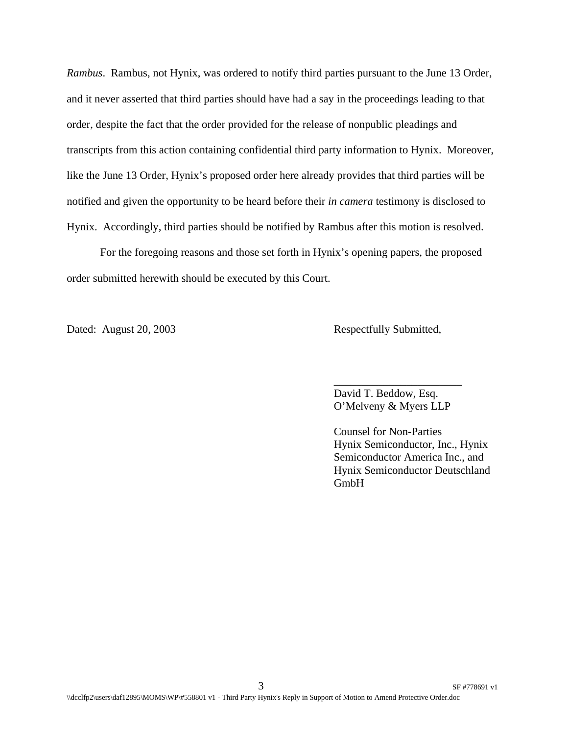*Rambus*. Rambus, not Hynix, was ordered to notify third parties pursuant to the June 13 Order, and it never asserted that third parties should have had a say in the proceedings leading to that order, despite the fact that the order provided for the release of nonpublic pleadings and transcripts from this action containing confidential third party information to Hynix. Moreover, like the June 13 Order, Hynix's proposed order here already provides that third parties will be notified and given the opportunity to be heard before their *in camera* testimony is disclosed to Hynix. Accordingly, third parties should be notified by Rambus after this motion is resolved.

For the foregoing reasons and those set forth in Hynix's opening papers, the proposed order submitted herewith should be executed by this Court.

Dated: August 20, 2003

Respectfully Submitted,

_______________________
David T. Beddow, Esq.
O'Melveny & Myers LLP

Counsel for Non-Parties
Hynix Semiconductor, Inc., Hynix Semiconductor America Inc., and Hynix Semiconductor Deutschland GmbH

SF #778691 v1

\\dcclfp2\users\daf12895\MOMS\WP\#558801 v1 - Third Party Hynix's Reply in Support of Motion to Amend Protective Order.doc